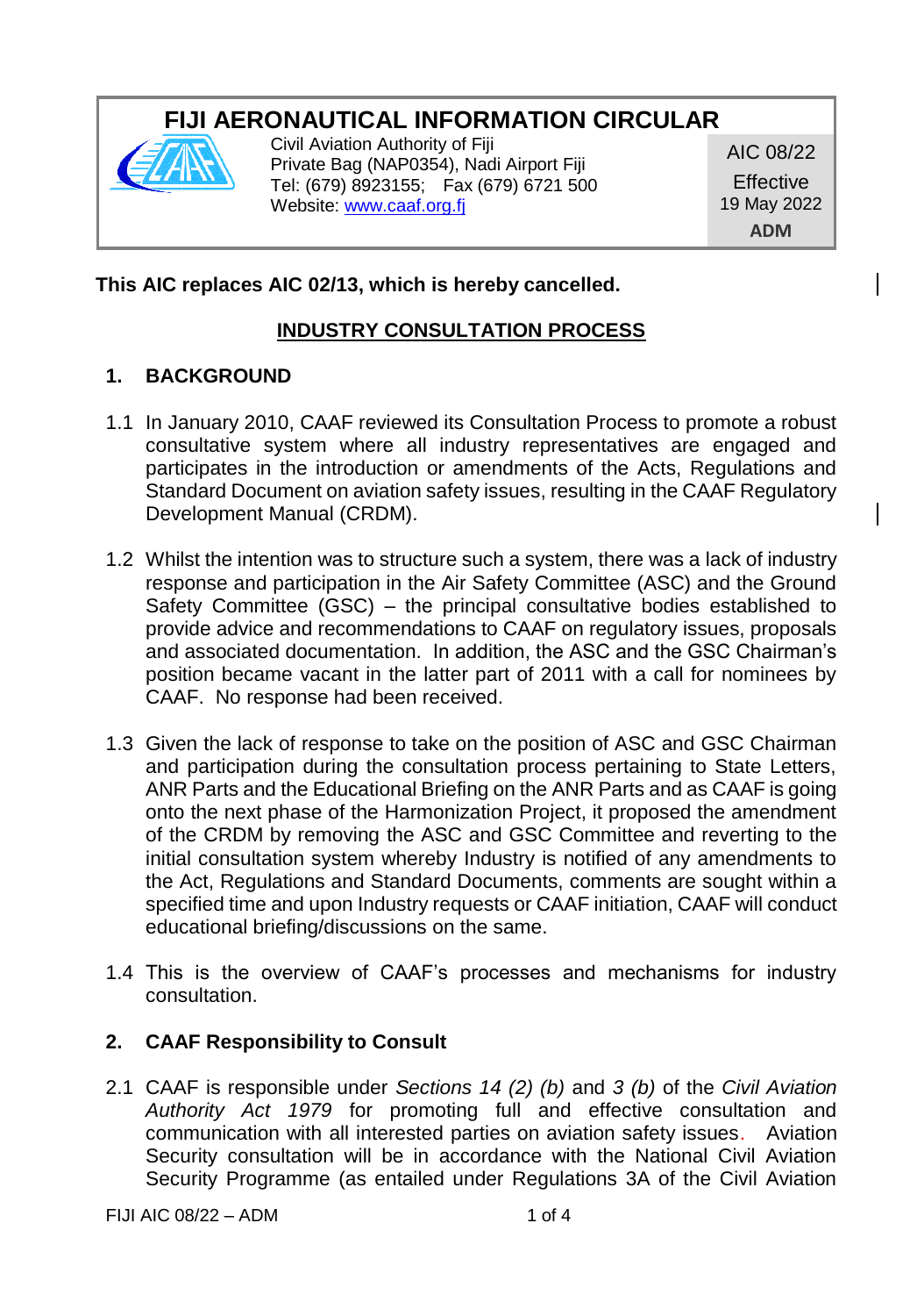# FIJI AERONAUTICAL INFORMATION CIRCULAR

Civil Aviation Authority of Fiji
Private Bag (NAP0354), Nadi Airport Fiji
Tel: (679) 8923155; Fax (679) 6721 500
Website: [www.caaf.org.fj](www.caaf.org.fj)

AIC 08/22
Effective
19 May 2022
**ADM**

**This AIC replaces AIC 02/13, which is hereby cancelled.**

## INDUSTRY CONSULTATION PROCESS

### 1. BACKGROUND

1.1 In January 2010, CAAF reviewed its Consultation Process to promote a robust consultative system where all industry representatives are engaged and participates in the introduction or amendments of the Acts, Regulations and Standard Document on aviation safety issues, resulting in the CAAF Regulatory Development Manual (CRDM).

1.2 Whilst the intention was to structure such a system, there was a lack of industry response and participation in the Air Safety Committee (ASC) and the Ground Safety Committee (GSC) – the principal consultative bodies established to provide advice and recommendations to CAAF on regulatory issues, proposals and associated documentation. In addition, the ASC and the GSC Chairman's position became vacant in the latter part of 2011 with a call for nominees by CAAF. No response had been received.

1.3 Given the lack of response to take on the position of ASC and GSC Chairman and participation during the consultation process pertaining to State Letters, ANR Parts and the Educational Briefing on the ANR Parts and as CAAF is going onto the next phase of the Harmonization Project, it proposed the amendment of the CRDM by removing the ASC and GSC Committee and reverting to the initial consultation system whereby Industry is notified of any amendments to the Act, Regulations and Standard Documents, comments are sought within a specified time and upon Industry requests or CAAF initiation, CAAF will conduct educational briefing/discussions on the same.

1.4 This is the overview of CAAF's processes and mechanisms for industry consultation.

### 2. CAAF Responsibility to Consult

2.1 CAAF is responsible under *Sections 14 (2) (b)* and *3 (b)* of the *Civil Aviation Authority Act 1979* for promoting full and effective consultation and communication with all interested parties on aviation safety issues. Aviation Security consultation will be in accordance with the National Civil Aviation Security Programme (as entailed under Regulations 3A of the Civil Aviation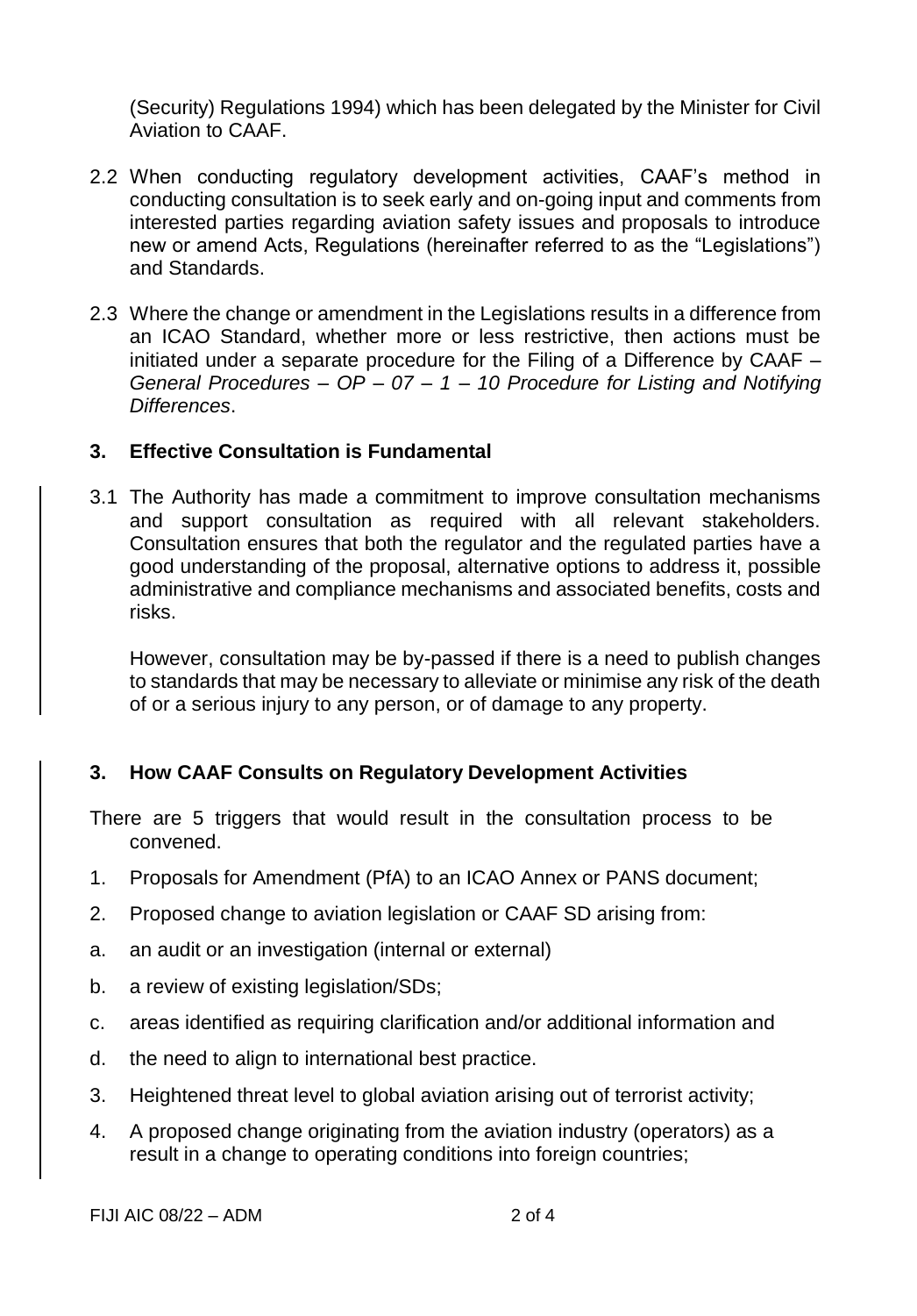(Security) Regulations 1994) which has been delegated by the Minister for Civil Aviation to CAAF.

2.2 When conducting regulatory development activities, CAAF's method in conducting consultation is to seek early and on-going input and comments from interested parties regarding aviation safety issues and proposals to introduce new or amend Acts, Regulations (hereinafter referred to as the "Legislations") and Standards.

2.3 Where the change or amendment in the Legislations results in a difference from an ICAO Standard, whether more or less restrictive, then actions must be initiated under a separate procedure for the Filing of a Difference by CAAF – *General Procedures – OP – 07 – 1 – 10 Procedure for Listing and Notifying Differences*.

## 3. Effective Consultation is Fundamental

3.1 The Authority has made a commitment to improve consultation mechanisms and support consultation as required with all relevant stakeholders. Consultation ensures that both the regulator and the regulated parties have a good understanding of the proposal, alternative options to address it, possible administrative and compliance mechanisms and associated benefits, costs and risks.

However, consultation may be by-passed if there is a need to publish changes to standards that may be necessary to alleviate or minimise any risk of the death of or a serious injury to any person, or of damage to any property.

## 3. How CAAF Consults on Regulatory Development Activities

There are 5 triggers that would result in the consultation process to be convened.

1. Proposals for Amendment (PfA) to an ICAO Annex or PANS document;
2. Proposed change to aviation legislation or CAAF SD arising from:
   a. an audit or an investigation (internal or external)
   b. a review of existing legislation/SDs;
   c. areas identified as requiring clarification and/or additional information and
   d. the need to align to international best practice.
3. Heightened threat level to global aviation arising out of terrorist activity;
4. A proposed change originating from the aviation industry (operators) as a result in a change to operating conditions into foreign countries;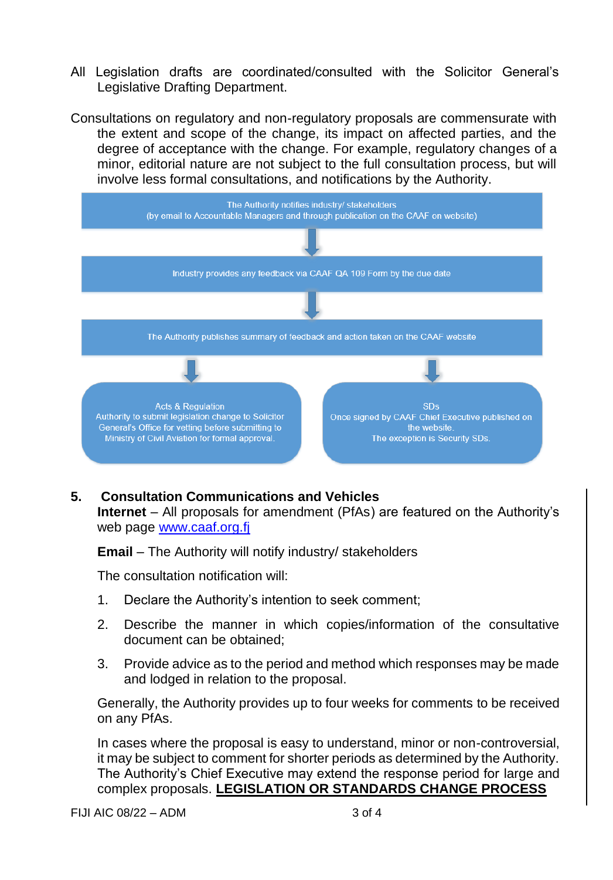All Legislation drafts are coordinated/consulted with the Solicitor General's Legislative Drafting Department.

Consultations on regulatory and non-regulatory proposals are commensurate with the extent and scope of the change, its impact on affected parties, and the degree of acceptance with the change. For example, regulatory changes of a minor, editorial nature are not subject to the full consultation process, but will involve less formal consultations, and notifications by the Authority.

The Authority notifies industry/ stakeholders
(by email to Accountable Managers and through publication on the CAAF on website)

↓

Industry provides any feedback via CAAF QA 109 Form by the due date

↓

The Authority publishes summary of feedback and action taken on the CAAF website

↓

**Acts & Regulation**
Authority to submit legislation change to Solicitor General's Office for vetting before submitting to Ministry of Civil Aviation for formal approval.

**SDs**
Once signed by CAAF Chief Executive published on the website.
The exception is Security SDs.

## 5. Consultation Communications and Vehicles

**Internet** – All proposals for amendment (PfAs) are featured on the Authority's web page [www.caaf.org.fj](http://www.caaf.org.fj)

**Email** – The Authority will notify industry/ stakeholders

The consultation notification will:

1. Declare the Authority's intention to seek comment;
2. Describe the manner in which copies/information of the consultative document can be obtained;
3. Provide advice as to the period and method which responses may be made and lodged in relation to the proposal.

Generally, the Authority provides up to four weeks for comments to be received on any PfAs.

In cases where the proposal is easy to understand, minor or non-controversial, it may be subject to comment for shorter periods as determined by the Authority. The Authority's Chief Executive may extend the response period for large and complex proposals. **LEGISLATION OR STANDARDS CHANGE PROCESS**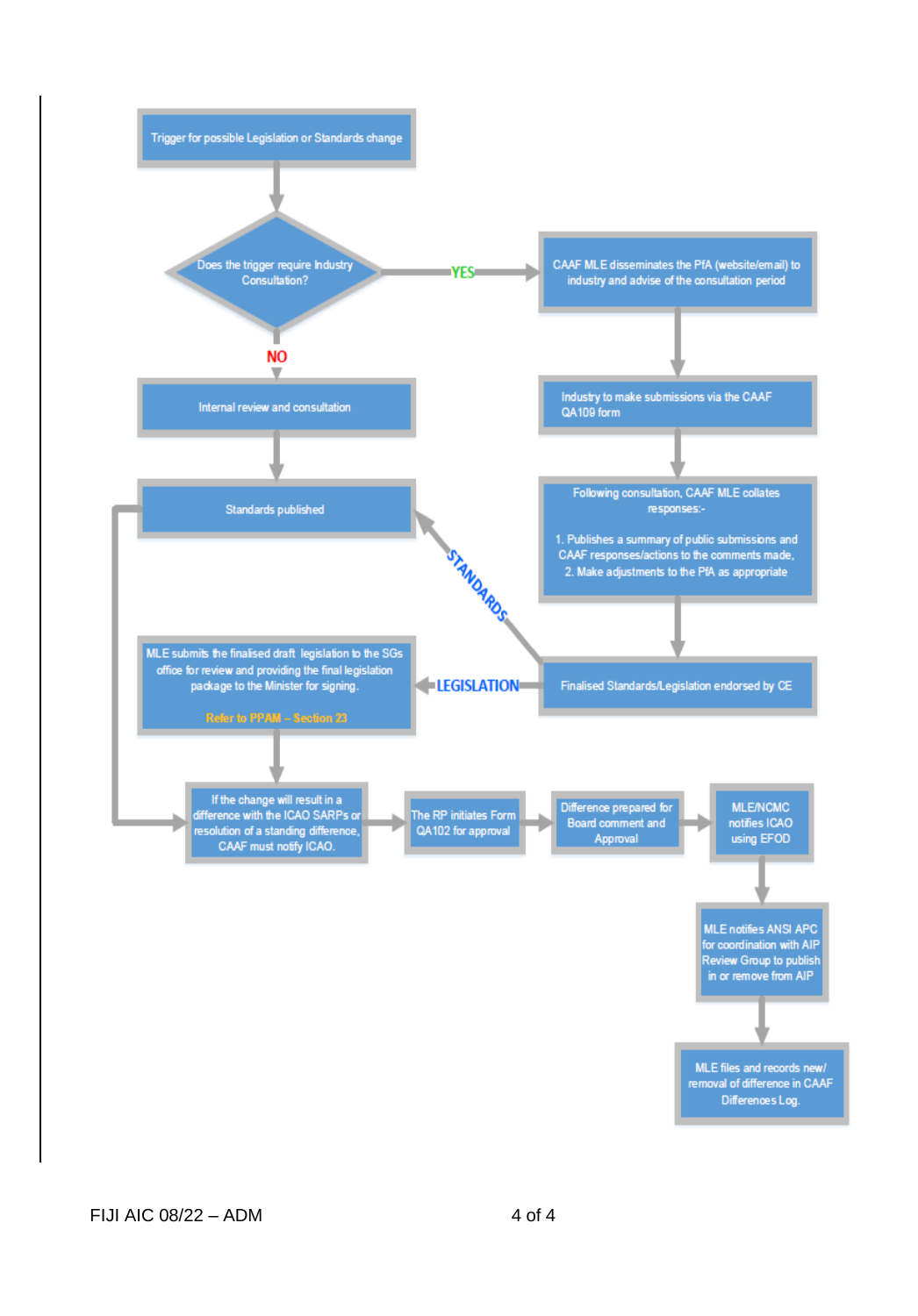Trigger for possible Legislation or Standards change

Does the trigger require Industry Consultation?

YES

CAAF MLE disseminates the PfA (website/email) to industry and advise of the consultation period

NO

Internal review and consultation

Industry to make submissions via the CAAF QA109 form

Standards published

Following consultation, CAAF MLE collates responses:-

1. Publishes a summary of public submissions and CAAF responses/actions to the comments made,
2. Make adjustments to the PfA as appropriate

STANDARDS

MLE submits the finalised draft legislation to the SGs office for review and providing the final legislation package to the Minister for signing.

Refer to PPAM – Section 23

LEGISLATION

Finalised Standards/Legislation endorsed by CE

If the change will result in a difference with the ICAO SARPs or resolution of a standing difference, CAAF must notify ICAO.

The RP initiates Form QA102 for approval

Difference prepared for Board comment and Approval

MLE/NCMC notifies ICAO using EFOD

MLE notifies ANSI APC for coordination with AIP Review Group to publish in or remove from AIP

MLE files and records new/ removal of difference in CAAF Differences Log.